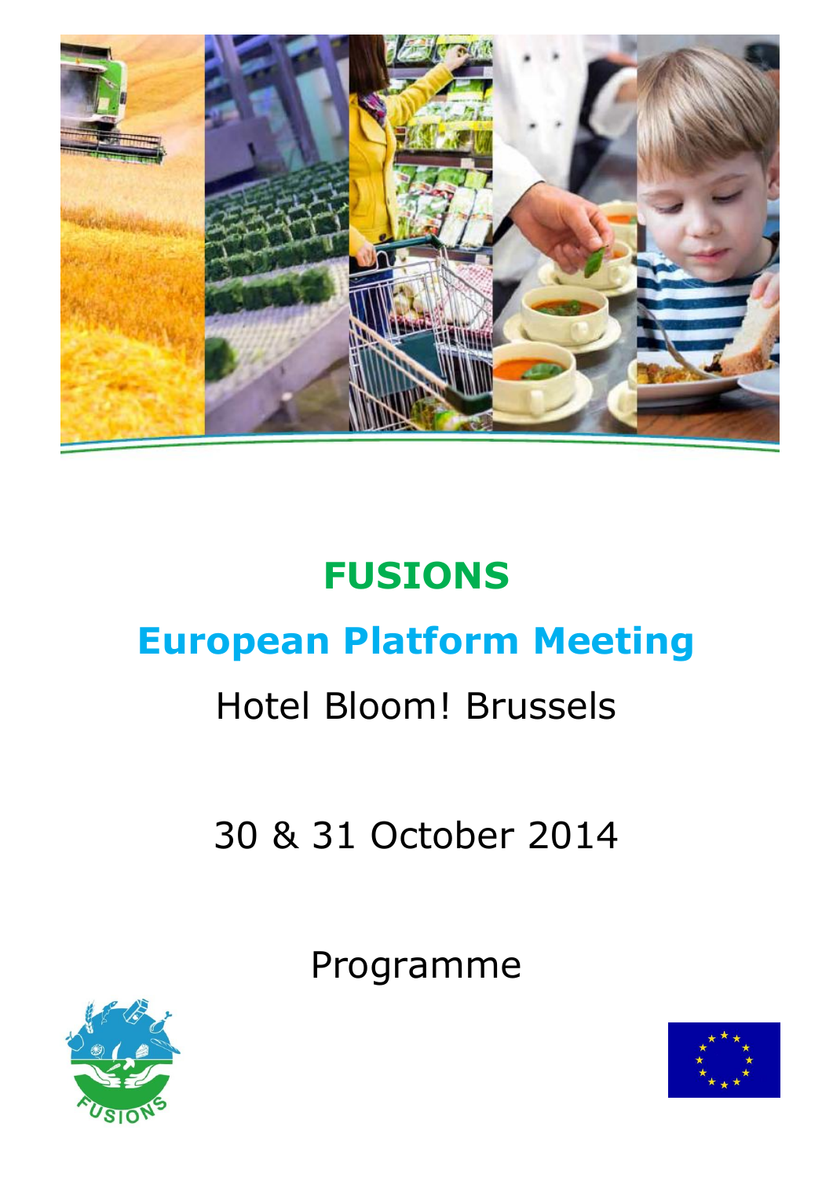# FUSIONS

## European Platform Meeting

Hotel Bloom! Brussels

30 & 31 October 2014

Programme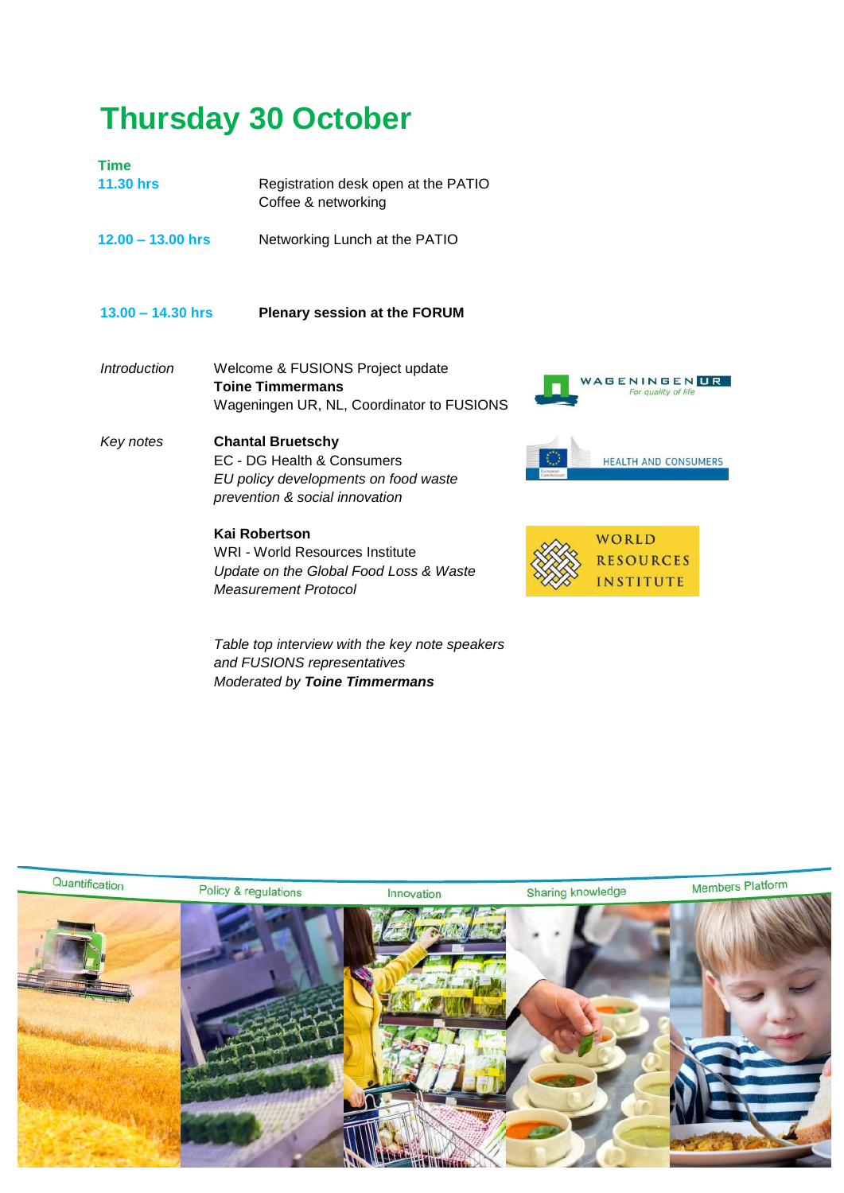# Thursday 30 October

**Time**

**11.30 hrs** Registration desk open at the PATIO
Coffee & networking

**12.00 – 13.00 hrs** Networking Lunch at the PATIO

**13.00 – 14.30 hrs** **Plenary session at the FORUM**

*Introduction*

Welcome & FUSIONS Project update
**Toine Timmermans**
Wageningen UR, NL, Coordinator to FUSIONS

*Key notes*

**Chantal Bruetschy**
EC - DG Health & Consumers
*EU policy developments on food waste prevention & social innovation*

**Kai Robertson**
WRI - World Resources Institute
*Update on the Global Food Loss & Waste Measurement Protocol*

*Table top interview with the key note speakers and FUSIONS representatives*
*Moderated by* ***Toine Timmermans***

Quantification | Policy & regulations | Innovation | Sharing knowledge | Members Platform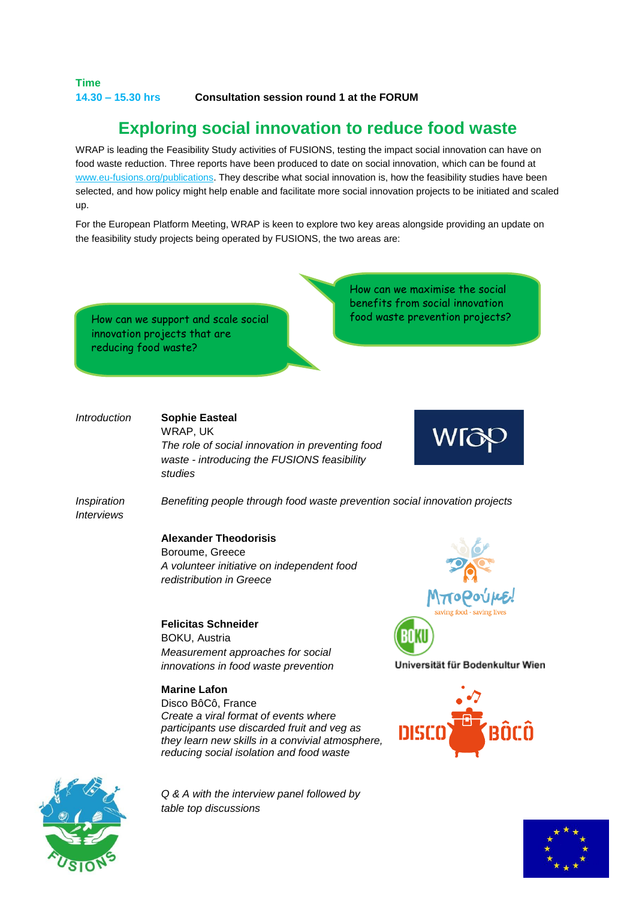**Time**
**14.30 – 15.30 hrs** **Consultation session round 1 at the FORUM**

# Exploring social innovation to reduce food waste

WRAP is leading the Feasibility Study activities of FUSIONS, testing the impact social innovation can have on food waste reduction. Three reports have been produced to date on social innovation, which can be found at www.eu-fusions.org/publications. They describe what social innovation is, how the feasibility studies have been selected, and how policy might help enable and facilitate more social innovation projects to be initiated and scaled up.

For the European Platform Meeting, WRAP is keen to explore two key areas alongside providing an update on the feasibility study projects being operated by FUSIONS, the two areas are:

How can we support and scale social innovation projects that are reducing food waste?

How can we maximise the social benefits from social innovation food waste prevention projects?

*Introduction*

**Sophie Easteal**
WRAP, UK
*The role of social innovation in preventing food waste - introducing the FUSIONS feasibility studies*

*Inspiration Interviews*

*Benefiting people through food waste prevention social innovation projects*

**Alexander Theodorisis**
Boroume, Greece
*A volunteer initiative on independent food redistribution in Greece*

**Felicitas Schneider**
BOKU, Austria
*Measurement approaches for social innovations in food waste prevention*

**Marine Lafon**
Disco BôCô, France
*Create a viral format of events where participants use discarded fruit and veg as they learn new skills in a convivial atmosphere, reducing social isolation and food waste*

*Q & A with the interview panel followed by table top discussions*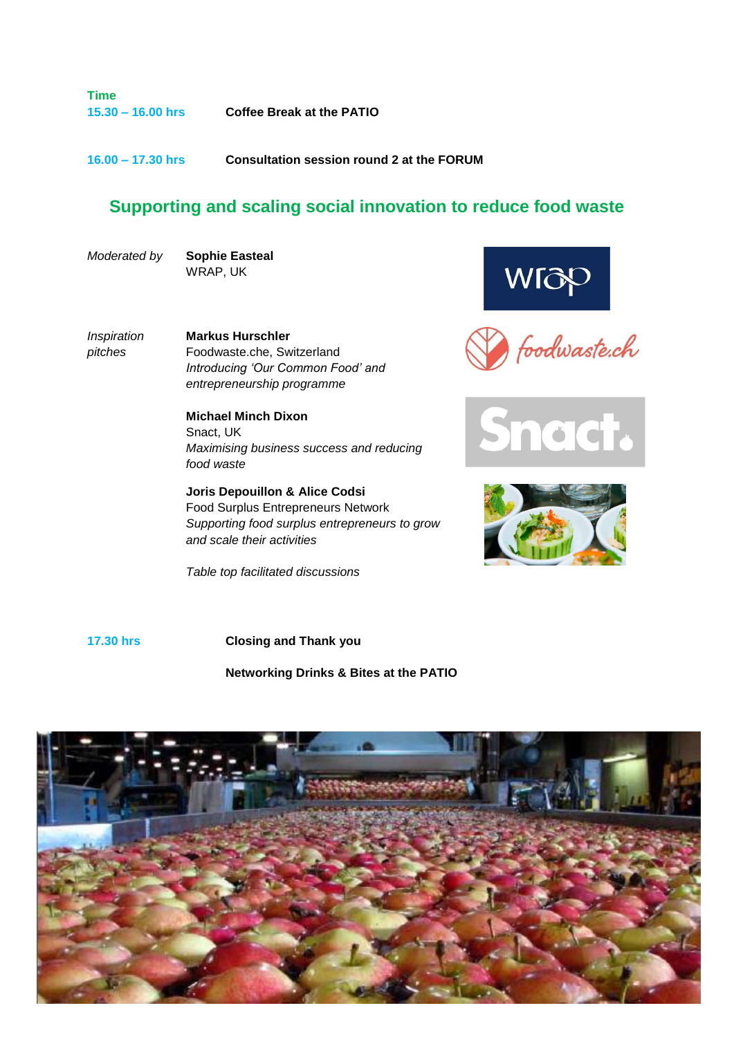**Time**

**15.30 – 16.00 hrs** **Coffee Break at the PATIO**

**16.00 – 17.30 hrs** **Consultation session round 2 at the FORUM**

## Supporting and scaling social innovation to reduce food waste

*Moderated by* **Sophie Easteal**
WRAP, UK

*Inspiration pitches*

**Markus Hurschler**
Foodwaste.che, Switzerland
*Introducing 'Our Common Food' and entrepreneurship programme*

**Michael Minch Dixon**
Snact, UK
*Maximising business success and reducing food waste*

**Joris Depouillon & Alice Codsi**
Food Surplus Entrepreneurs Network
*Supporting food surplus entrepreneurs to grow and scale their activities*

*Table top facilitated discussions*

**17.30 hrs** **Closing and Thank you**

**Networking Drinks & Bites at the PATIO**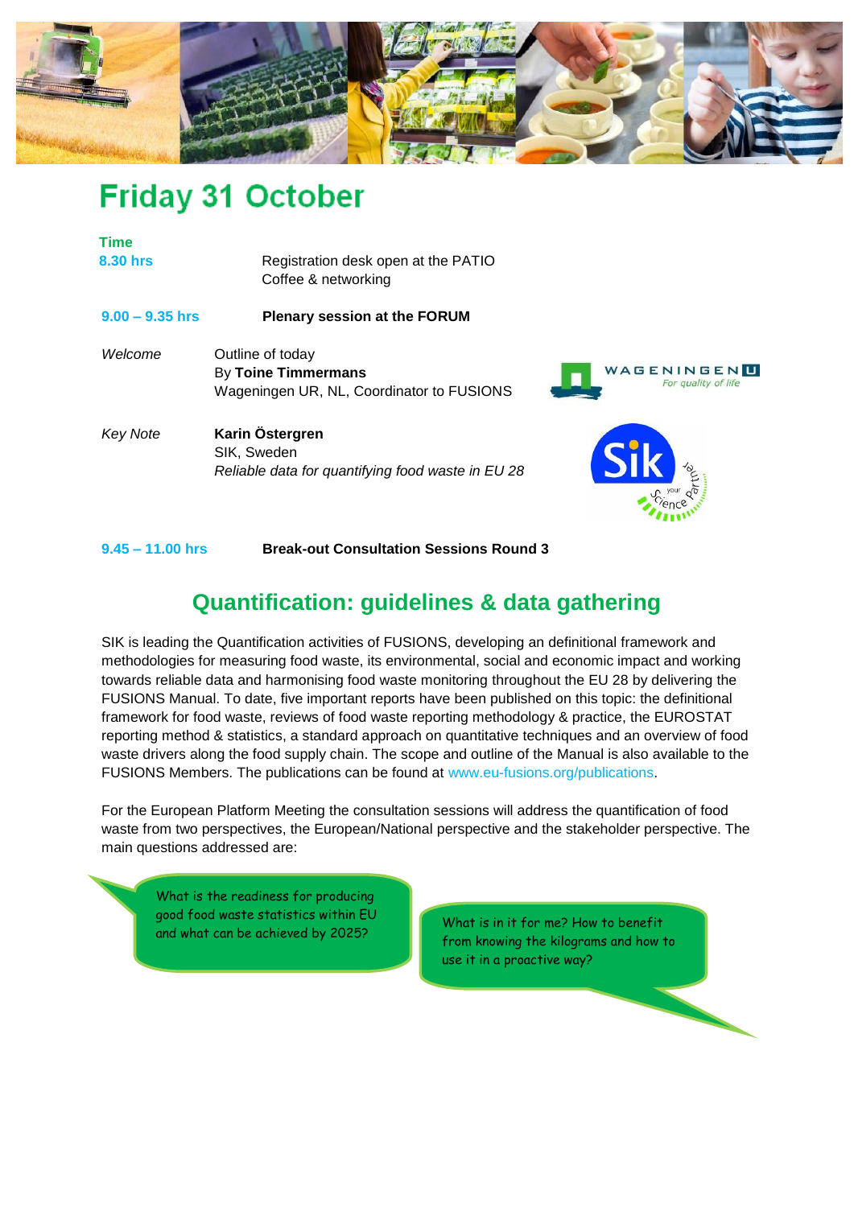# Friday 31 October

| Time | |
|---|---|
| 8.30 hrs | Registration desk open at the PATIO<br>Coffee & networking |
| 9.00 – 9.35 hrs | **Plenary session at the FORUM** |
| *Welcome* | Outline of today<br>By **Toine Timmermans**<br>Wageningen UR, NL, Coordinator to FUSIONS |
| *Key Note* | **Karin Östergren**<br>SIK, Sweden<br>*Reliable data for quantifying food waste in EU 28* |
| 9.45 – 11.00 hrs | **Break-out Consultation Sessions Round 3** |

## Quantification: guidelines & data gathering

SIK is leading the Quantification activities of FUSIONS, developing an definitional framework and methodologies for measuring food waste, its environmental, social and economic impact and working towards reliable data and harmonising food waste monitoring throughout the EU 28 by delivering the FUSIONS Manual. To date, five important reports have been published on this topic: the definitional framework for food waste, reviews of food waste reporting methodology & practice, the EUROSTAT reporting method & statistics, a standard approach on quantitative techniques and an overview of food waste drivers along the food supply chain. The scope and outline of the Manual is also available to the FUSIONS Members. The publications can be found at www.eu-fusions.org/publications.

For the European Platform Meeting the consultation sessions will address the quantification of food waste from two perspectives, the European/National perspective and the stakeholder perspective. The main questions addressed are:

- What is the readiness for producing good food waste statistics within EU and what can be achieved by 2025?
- What is in it for me? How to benefit from knowing the kilograms and how to use it in a proactive way?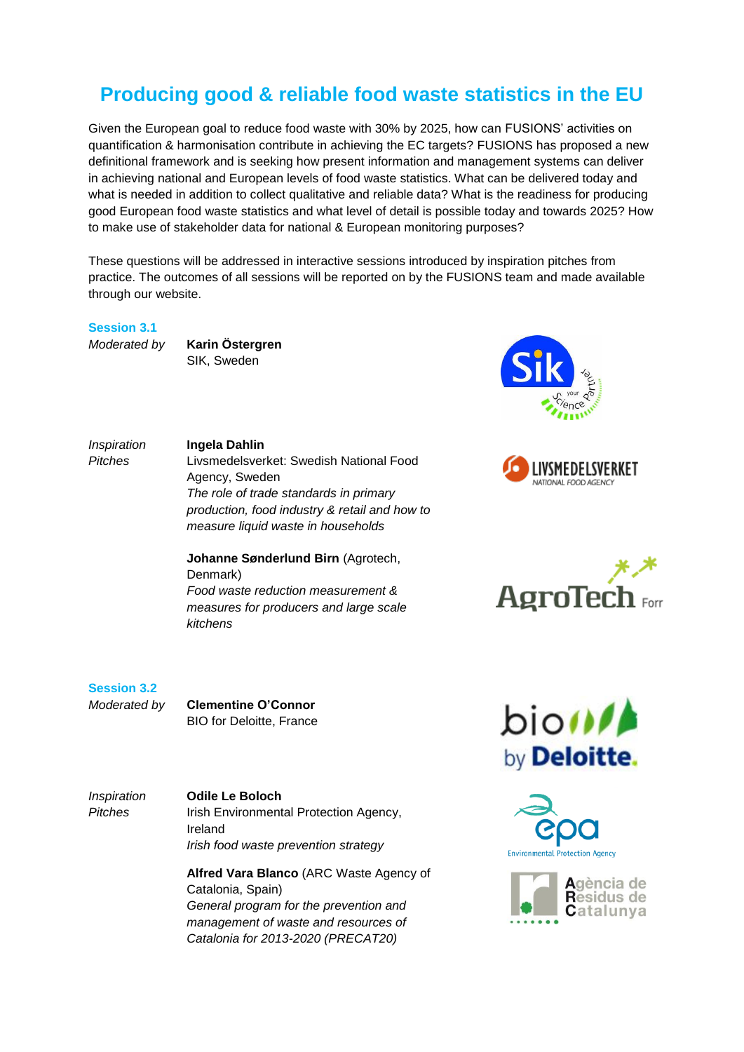# Producing good & reliable food waste statistics in the EU

Given the European goal to reduce food waste with 30% by 2025, how can FUSIONS' activities on quantification & harmonisation contribute in achieving the EC targets? FUSIONS has proposed a new definitional framework and is seeking how present information and management systems can deliver in achieving national and European levels of food waste statistics. What can be delivered today and what is needed in addition to collect qualitative and reliable data? What is the readiness for producing good European food waste statistics and what level of detail is possible today and towards 2025? How to make use of stakeholder data for national & European monitoring purposes?

These questions will be addressed in interactive sessions introduced by inspiration pitches from practice. The outcomes of all sessions will be reported on by the FUSIONS team and made available through our website.

## Session 3.1

*Moderated by*

**Karin Östergren**
SIK, Sweden

*Inspiration Pitches*

**Ingela Dahlin**
Livsmedelsverket: Swedish National Food Agency, Sweden
*The role of trade standards in primary production, food industry & retail and how to measure liquid waste in households*

**Johanne Sønderlund Birn** (Agrotech, Denmark)
*Food waste reduction measurement & measures for producers and large scale kitchens*

## Session 3.2

*Moderated by*

**Clementine O'Connor**
BIO for Deloitte, France

*Inspiration Pitches*

**Odile Le Boloch**
Irish Environmental Protection Agency, Ireland
*Irish food waste prevention strategy*

**Alfred Vara Blanco** (ARC Waste Agency of Catalonia, Spain)
*General program for the prevention and management of waste and resources of Catalonia for 2013-2020 (PRECAT20)*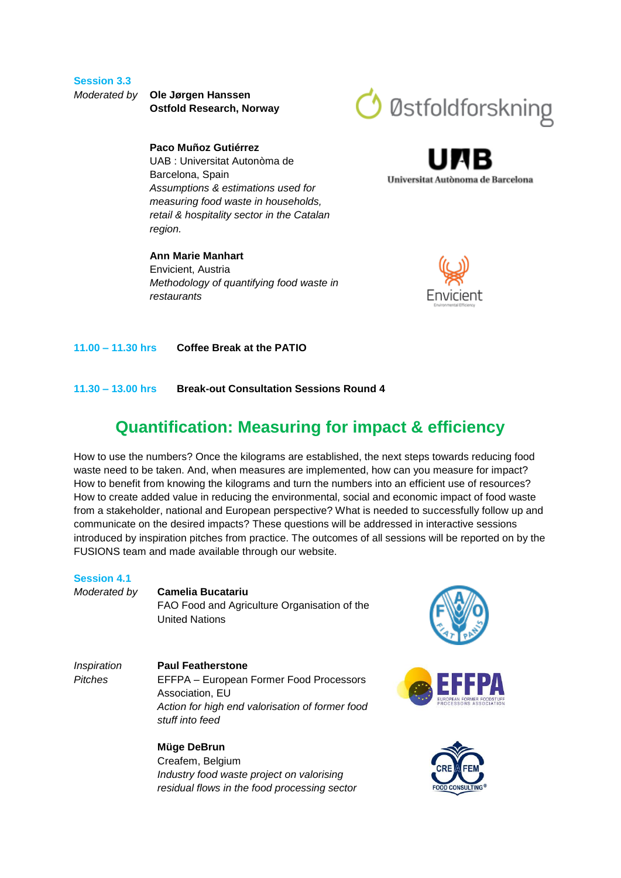**Session 3.3**

*Moderated by* **Ole Jørgen Hanssen**
**Ostfold Research, Norway**

**Paco Muñoz Gutiérrez**
UAB : Universitat Autonòma de Barcelona, Spain
*Assumptions & estimations used for measuring food waste in households, retail & hospitality sector in the Catalan region.*

**Ann Marie Manhart**
Envicient, Austria
*Methodology of quantifying food waste in restaurants*

**11.00 – 11.30 hrs** **Coffee Break at the PATIO**

**11.30 – 13.00 hrs** **Break-out Consultation Sessions Round 4**

## Quantification: Measuring for impact & efficiency

How to use the numbers? Once the kilograms are established, the next steps towards reducing food waste need to be taken. And, when measures are implemented, how can you measure for impact? How to benefit from knowing the kilograms and turn the numbers into an efficient use of resources? How to create added value in reducing the environmental, social and economic impact of food waste from a stakeholder, national and European perspective? What is needed to successfully follow up and communicate on the desired impacts? These questions will be addressed in interactive sessions introduced by inspiration pitches from practice. The outcomes of all sessions will be reported on by the FUSIONS team and made available through our website.

**Session 4.1**

*Moderated by* **Camelia Bucatariu**
FAO Food and Agriculture Organisation of the United Nations

*Inspiration Pitches*

**Paul Featherstone**
EFFPA – European Former Food Processors Association, EU
*Action for high end valorisation of former food stuff into feed*

**Müge DeBrun**
Creafem, Belgium
*Industry food waste project on valorising residual flows in the food processing sector*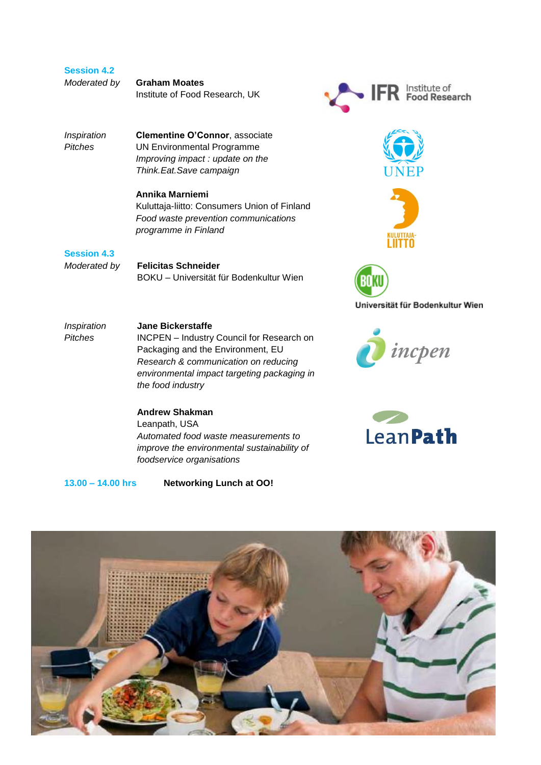### Session 4.2

*Moderated by* **Graham Moates**
Institute of Food Research, UK

*Inspiration Pitches*

**Clementine O'Connor**, associate
UN Environmental Programme
*Improving impact : update on the Think.Eat.Save campaign*

**Annika Marniemi**
Kuluttaja-liitto: Consumers Union of Finland
*Food waste prevention communications programme in Finland*

### Session 4.3

*Moderated by* **Felicitas Schneider**
BOKU – Universität für Bodenkultur Wien

*Inspiration Pitches*

**Jane Bickerstaffe**
INCPEN – Industry Council for Research on Packaging and the Environment, EU
*Research & communication on reducing environmental impact targeting packaging in the food industry*

**Andrew Shakman**
Leanpath, USA
*Automated food waste measurements to improve the environmental sustainability of foodservice organisations*

**13.00 – 14.00 hrs** **Networking Lunch at OO!**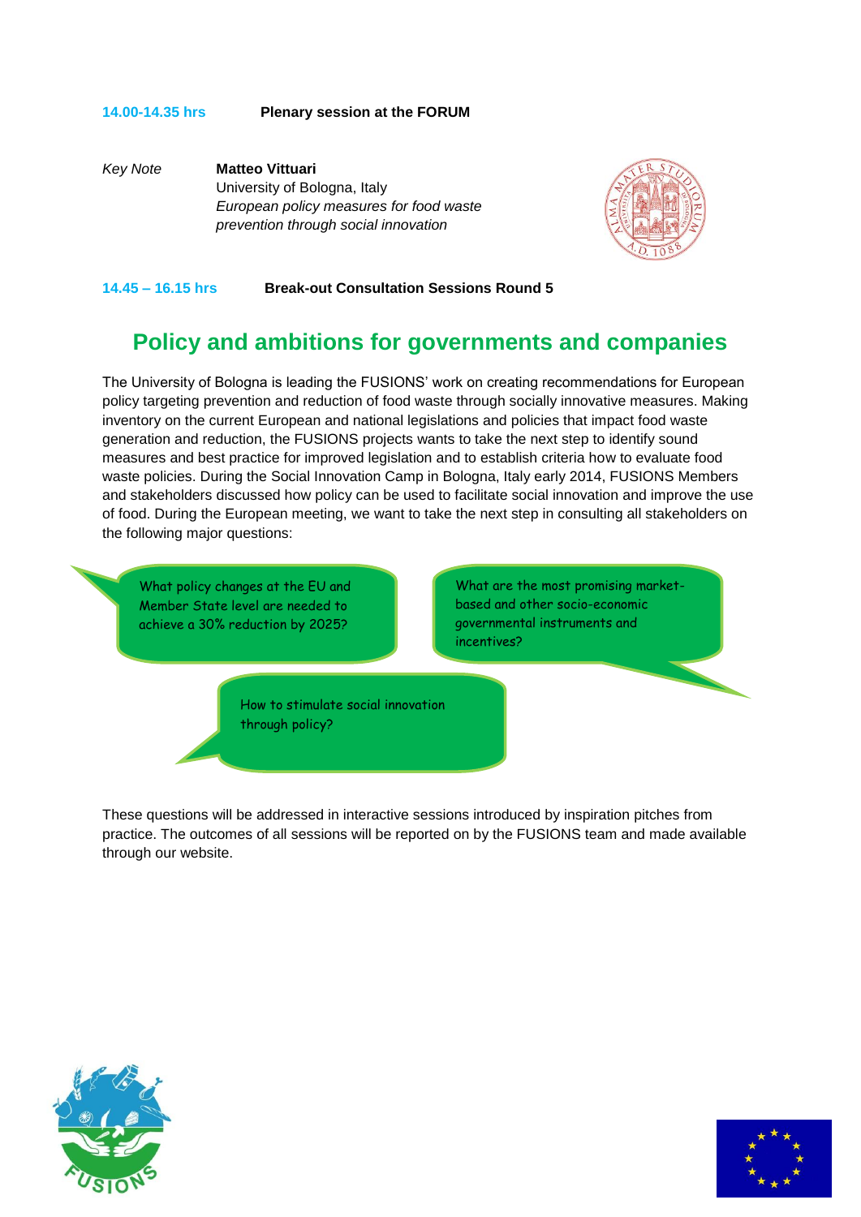**14.00-14.35 hrs** **Plenary session at the FORUM**

*Key Note* **Matteo Vittuari**
University of Bologna, Italy
*European policy measures for food waste prevention through social innovation*

**14.45 – 16.15 hrs** **Break-out Consultation Sessions Round 5**

## Policy and ambitions for governments and companies

The University of Bologna is leading the FUSIONS' work on creating recommendations for European policy targeting prevention and reduction of food waste through socially innovative measures. Making inventory on the current European and national legislations and policies that impact food waste generation and reduction, the FUSIONS projects wants to take the next step to identify sound measures and best practice for improved legislation and to establish criteria how to evaluate food waste policies. During the Social Innovation Camp in Bologna, Italy early 2014, FUSIONS Members and stakeholders discussed how policy can be used to facilitate social innovation and improve the use of food. During the European meeting, we want to take the next step in consulting all stakeholders on the following major questions:

- What policy changes at the EU and Member State level are needed to achieve a 30% reduction by 2025?
- What are the most promising market-based and other socio-economic governmental instruments and incentives?
- How to stimulate social innovation through policy?

These questions will be addressed in interactive sessions introduced by inspiration pitches from practice. The outcomes of all sessions will be reported on by the FUSIONS team and made available through our website.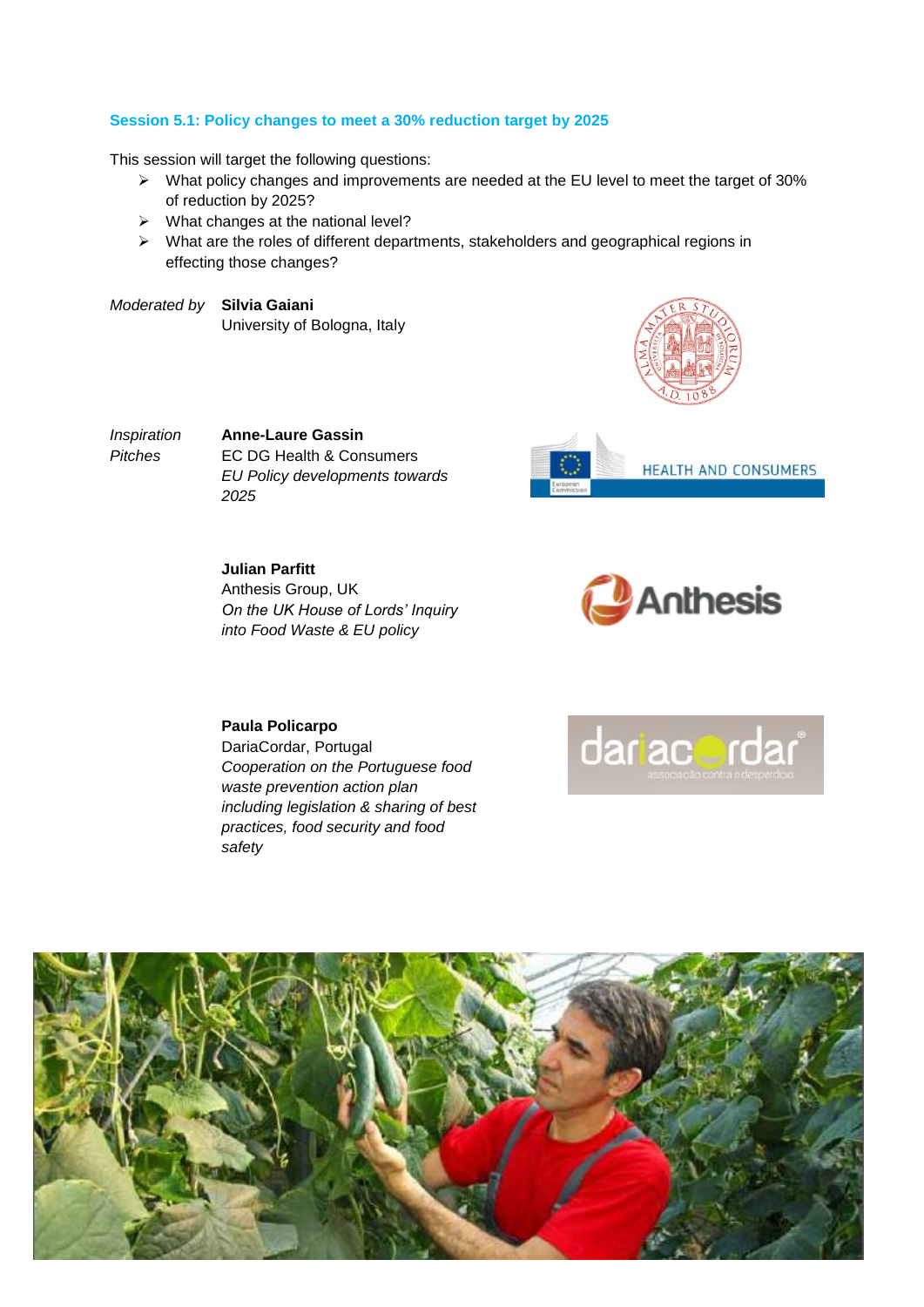### Session 5.1: Policy changes to meet a 30% reduction target by 2025

This session will target the following questions:

- What policy changes and improvements are needed at the EU level to meet the target of 30% of reduction by 2025?
- What changes at the national level?
- What are the roles of different departments, stakeholders and geographical regions in effecting those changes?

*Moderated by* **Silvia Gaiani**
University of Bologna, Italy

*Inspiration Pitches*

**Anne-Laure Gassin**
EC DG Health & Consumers
*EU Policy developments towards 2025*

**Julian Parfitt**
Anthesis Group, UK
*On the UK House of Lords' Inquiry into Food Waste & EU policy*

**Paula Policarpo**
DariaCordar, Portugal
*Cooperation on the Portuguese food waste prevention action plan including legislation & sharing of best practices, food security and food safety*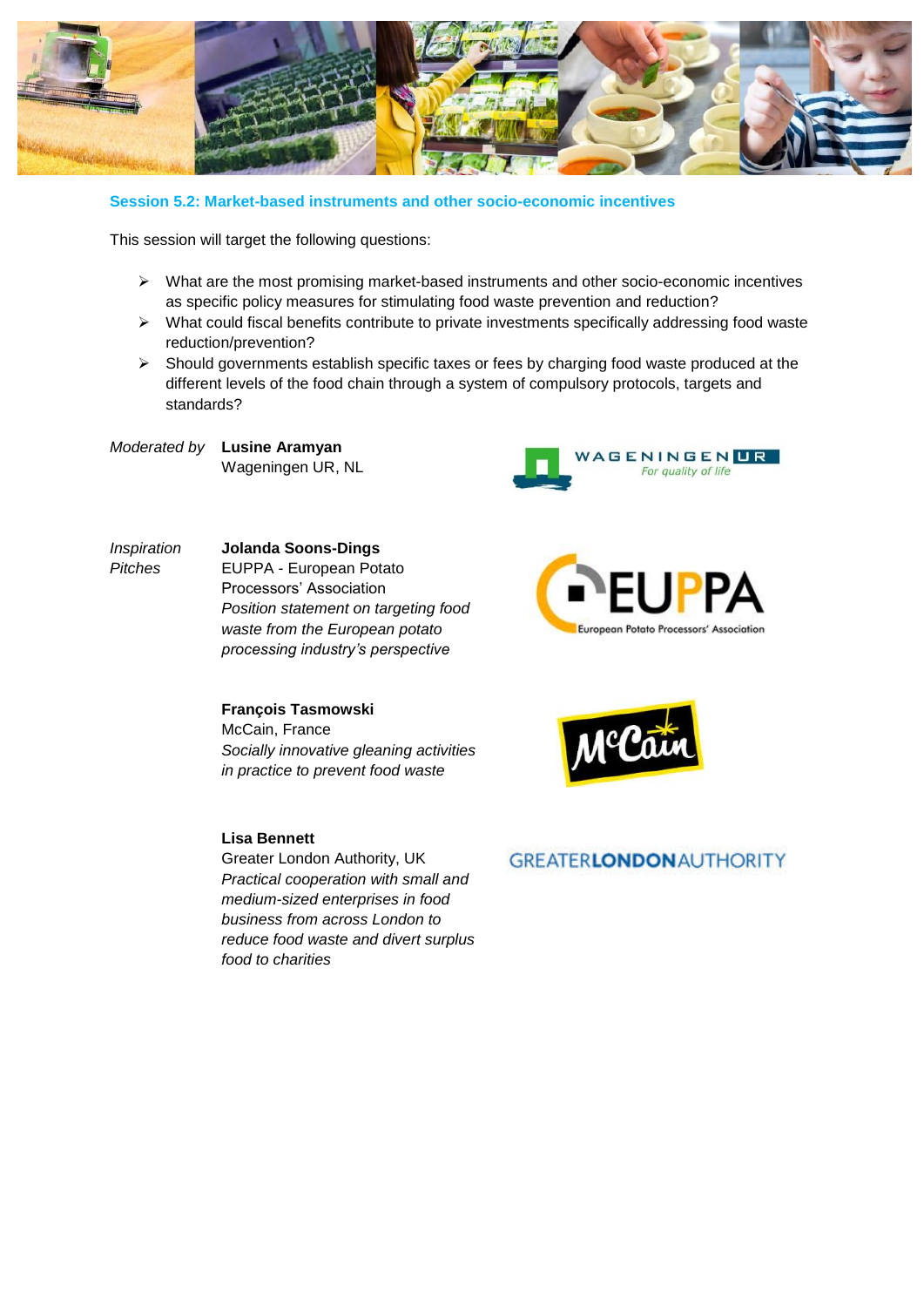## Session 5.2: Market-based instruments and other socio-economic incentives

This session will target the following questions:

- What are the most promising market-based instruments and other socio-economic incentives as specific policy measures for stimulating food waste prevention and reduction?
- What could fiscal benefits contribute to private investments specifically addressing food waste reduction/prevention?
- Should governments establish specific taxes or fees by charging food waste produced at the different levels of the food chain through a system of compulsory protocols, targets and standards?

*Moderated by* **Lusine Aramyan**
Wageningen UR, NL

*Inspiration Pitches*

**Jolanda Soons-Dings**
EUPPA - European Potato Processors' Association
*Position statement on targeting food waste from the European potato processing industry's perspective*

**François Tasmowski**
McCain, France
*Socially innovative gleaning activities in practice to prevent food waste*

**Lisa Bennett**
Greater London Authority, UK
*Practical cooperation with small and medium-sized enterprises in food business from across London to reduce food waste and divert surplus food to charities*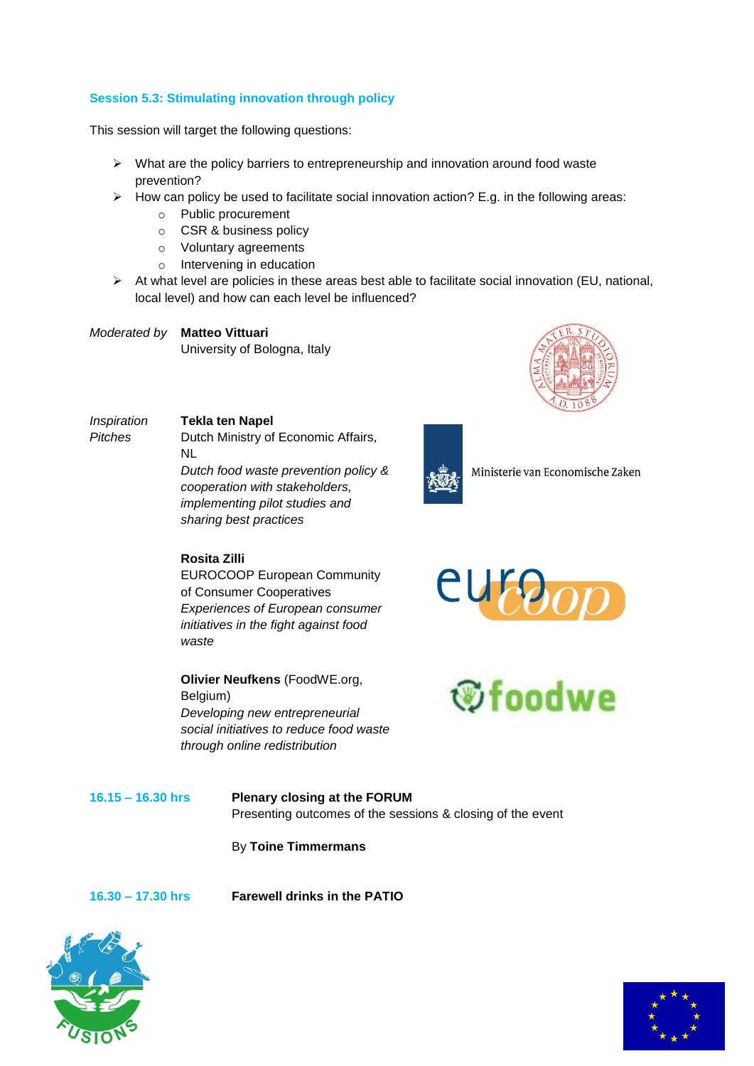### Session 5.3: Stimulating innovation through policy

This session will target the following questions:

- What are the policy barriers to entrepreneurship and innovation around food waste prevention?
- How can policy be used to facilitate social innovation action? E.g. in the following areas:
  - Public procurement
  - CSR & business policy
  - Voluntary agreements
  - Intervening in education
- At what level are policies in these areas best able to facilitate social innovation (EU, national, local level) and how can each level be influenced?

*Moderated by* **Matteo Vittuari**
University of Bologna, Italy

*Inspiration Pitches*

**Tekla ten Napel**
Dutch Ministry of Economic Affairs, NL
*Dutch food waste prevention policy & cooperation with stakeholders, implementing pilot studies and sharing best practices*

**Rosita Zilli**
EUROCOOP European Community of Consumer Cooperatives
*Experiences of European consumer initiatives in the fight against food waste*

**Olivier Neufkens** (FoodWE.org, Belgium)
*Developing new entrepreneurial social initiatives to reduce food waste through online redistribution*

**16.15 – 16.30 hrs** **Plenary closing at the FORUM**
Presenting outcomes of the sessions & closing of the event

By **Toine Timmermans**

**16.30 – 17.30 hrs** **Farewell drinks in the PATIO**